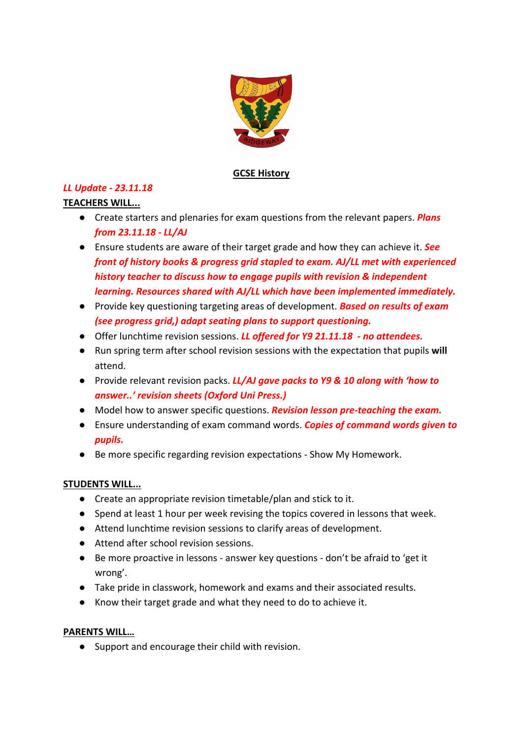**GCSE History**

***LL Update - 23.11.18***

**TEACHERS WILL...**

- Create starters and plenaries for exam questions from the relevant papers. ***Plans from 23.11.18 - LL/AJ***
- Ensure students are aware of their target grade and how they can achieve it. ***See front of history books & progress grid stapled to exam. AJ/LL met with experienced history teacher to discuss how to engage pupils with revision & independent learning. Resources shared with AJ/LL which have been implemented immediately.***
- Provide key questioning targeting areas of development. ***Based on results of exam (see progress grid,) adapt seating plans to support questioning.***
- Offer lunchtime revision sessions. ***LL offered for Y9 21.11.18 - no attendees.***
- Run spring term after school revision sessions with the expectation that pupils **will** attend.
- Provide relevant revision packs. ***LL/AJ gave packs to Y9 & 10 along with 'how to answer..' revision sheets (Oxford Uni Press.)***
- Model how to answer specific questions. ***Revision lesson pre-teaching the exam.***
- Ensure understanding of exam command words. ***Copies of command words given to pupils.***
- Be more specific regarding revision expectations - Show My Homework.

**STUDENTS WILL...**

- Create an appropriate revision timetable/plan and stick to it.
- Spend at least 1 hour per week revising the topics covered in lessons that week.
- Attend lunchtime revision sessions to clarify areas of development.
- Attend after school revision sessions.
- Be more proactive in lessons - answer key questions - don't be afraid to 'get it wrong'.
- Take pride in classwork, homework and exams and their associated results.
- Know their target grade and what they need to do to achieve it.

**PARENTS WILL...**

- Support and encourage their child with revision.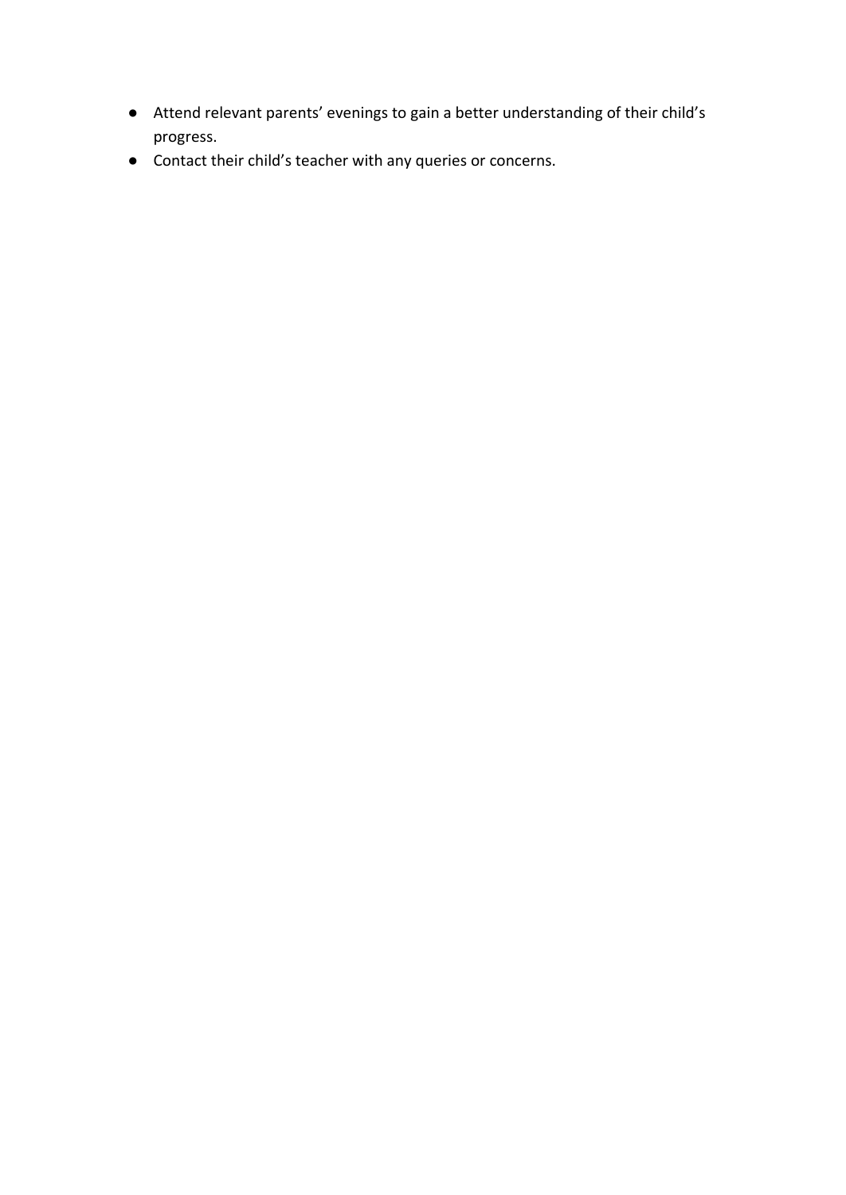- Attend relevant parents' evenings to gain a better understanding of their child's progress.
- Contact their child's teacher with any queries or concerns.